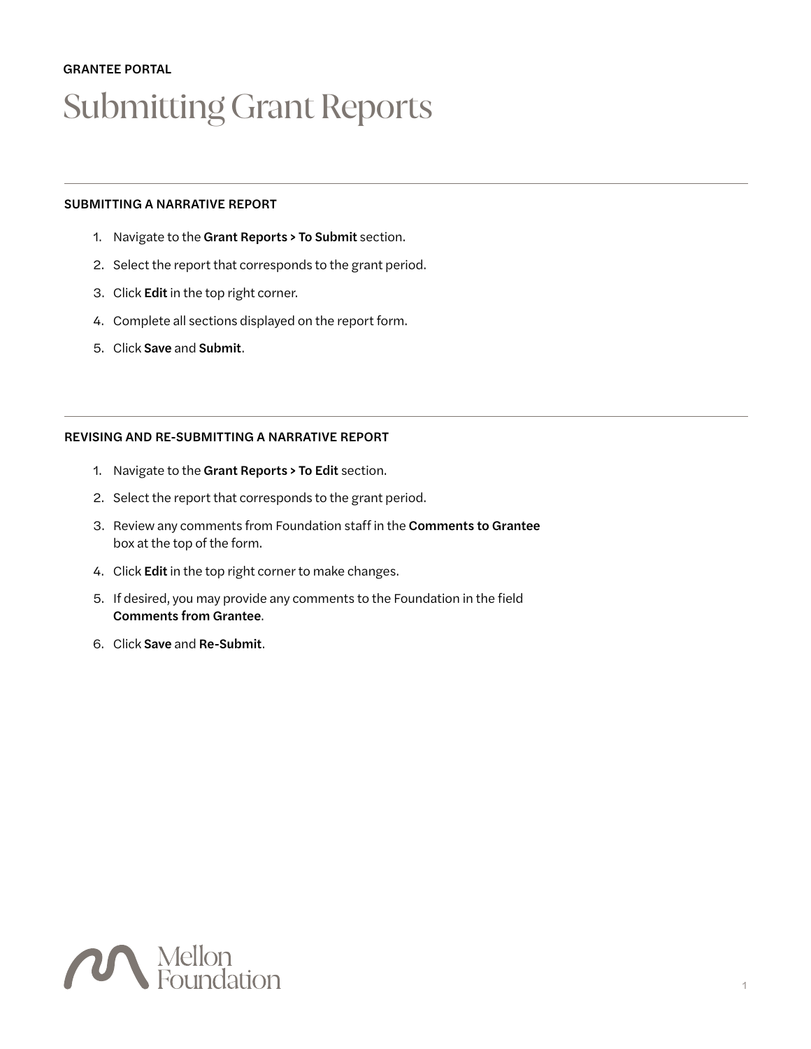GRANTEE PORTAL

# Submitting Grant Reports

## SUBMITTING A NARRATIVE REPORT

1. Navigate to the **Grant Reports > To Submit** section.
2. Select the report that corresponds to the grant period.
3. Click **Edit** in the top right corner.
4. Complete all sections displayed on the report form.
5. Click **Save** and **Submit**.

## REVISING AND RE-SUBMITTING A NARRATIVE REPORT

1. Navigate to the **Grant Reports > To Edit** section.
2. Select the report that corresponds to the grant period.
3. Review any comments from Foundation staff in the **Comments to Grantee** box at the top of the form.
4. Click **Edit** in the top right corner to make changes.
5. If desired, you may provide any comments to the Foundation in the field **Comments from Grantee**.
6. Click **Save** and **Re-Submit**.

Mellon Foundation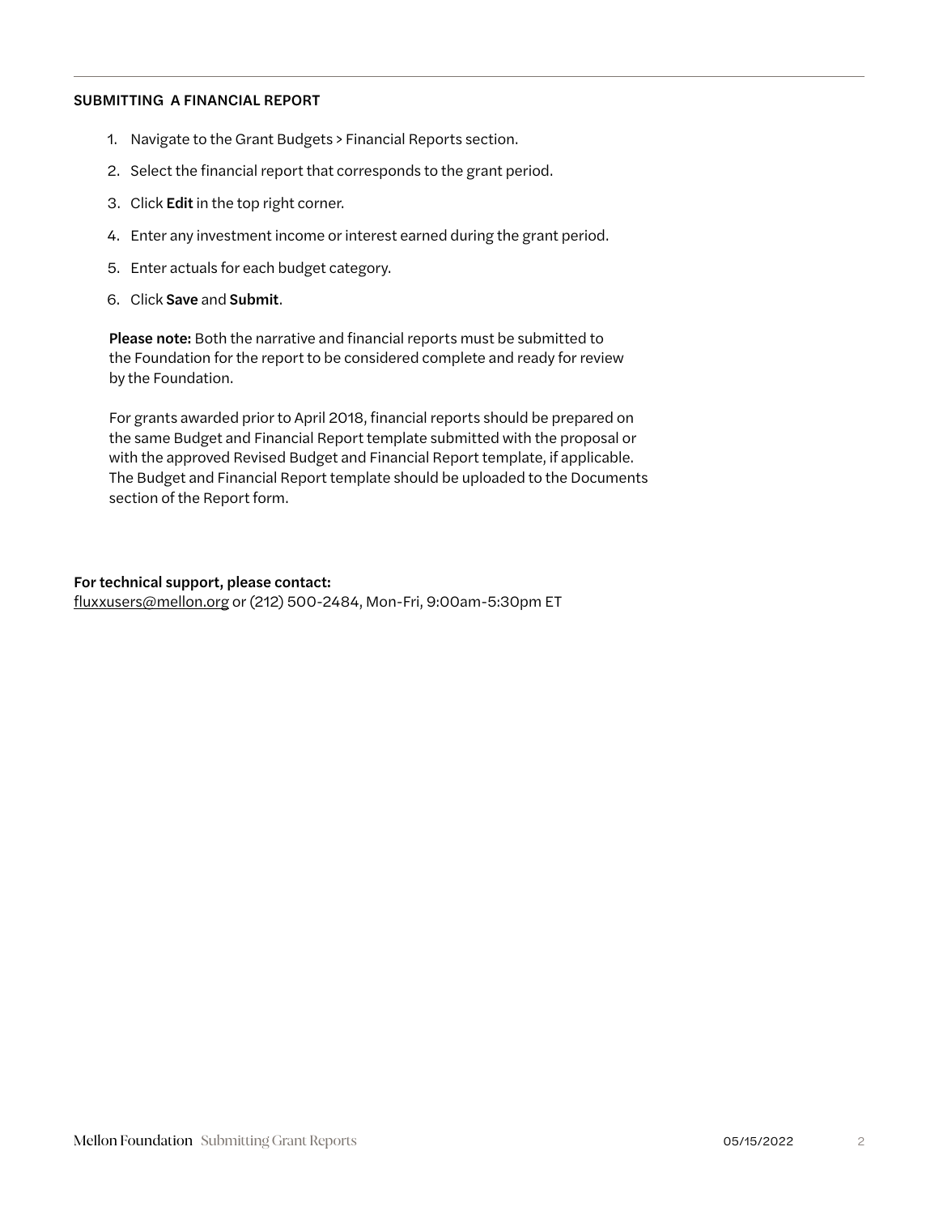## SUBMITTING A FINANCIAL REPORT

1. Navigate to the Grant Budgets > Financial Reports section.
2. Select the financial report that corresponds to the grant period.
3. Click **Edit** in the top right corner.
4. Enter any investment income or interest earned during the grant period.
5. Enter actuals for each budget category.
6. Click **Save** and **Submit**.

**Please note:** Both the narrative and financial reports must be submitted to the Foundation for the report to be considered complete and ready for review by the Foundation.

For grants awarded prior to April 2018, financial reports should be prepared on the same Budget and Financial Report template submitted with the proposal or with the approved Revised Budget and Financial Report template, if applicable. The Budget and Financial Report template should be uploaded to the Documents section of the Report form.

**For technical support, please contact:**
fluxxusers@mellon.org or (212) 500-2484, Mon-Fri, 9:00am-5:30pm ET